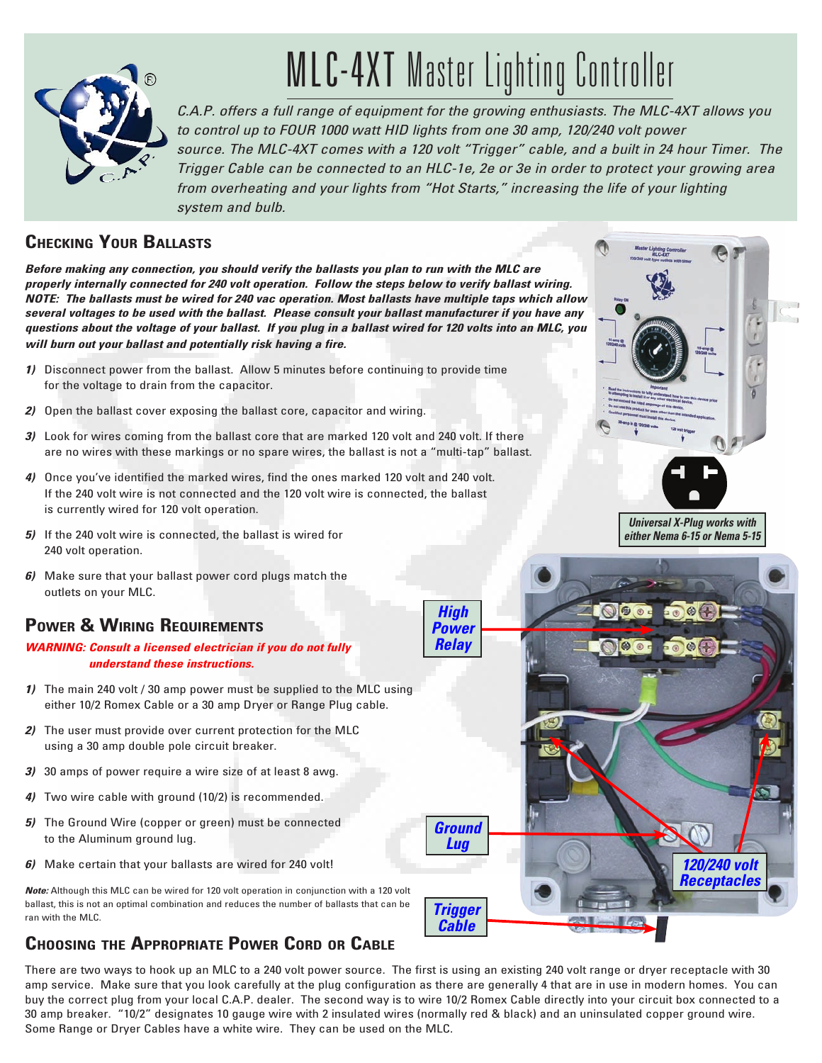# MLC-4XT Master Lighting Controller

*C.A.P. offers a full range of equipment for the growing enthusiasts. The MLC-4XT allows you to control up to FOUR 1000 watt HID lights from one 30 amp, 120/240 volt power source. The MLC-4XT comes with a 120 volt "Trigger" cable, and a built in 24 hour Timer. The Trigger Cable can be connected to an HLC-1e, 2e or 3e in order to protect your growing area from overheating and your lights from "Hot Starts," increasing the life of your lighting system and bulb.*

## Checking Your Ballasts

***Before making any connection, you should verify the ballasts you plan to run with the MLC are properly internally connected for 240 volt operation. Follow the steps below to verify ballast wiring. NOTE: The ballasts must be wired for 240 vac operation. Most ballasts have multiple taps which allow several voltages to be used with the ballast. Please consult your ballast manufacturer if you have any questions about the voltage of your ballast. If you plug in a ballast wired for 120 volts into an MLC, you will burn out your ballast and potentially risk having a fire.***

1) Disconnect power from the ballast. Allow 5 minutes before continuing to provide time for the voltage to drain from the capacitor.
2) Open the ballast cover exposing the ballast core, capacitor and wiring.
3) Look for wires coming from the ballast core that are marked 120 volt and 240 volt. If there are no wires with these markings or no spare wires, the ballast is not a "multi-tap" ballast.
4) Once you've identified the marked wires, find the ones marked 120 volt and 240 volt. If the 240 volt wire is not connected and the 120 volt wire is connected, the ballast is currently wired for 120 volt operation.
5) If the 240 volt wire is connected, the ballast is wired for 240 volt operation.
6) Make sure that your ballast power cord plugs match the outlets on your MLC.

*Universal X-Plug works with either Nema 6-15 or Nema 5-15*

## Power & Wiring Requirements

**WARNING: Consult a licensed electrician if you do not fully understand these instructions.**

1) The main 240 volt / 30 amp power must be supplied to the MLC using either 10/2 Romex Cable or a 30 amp Dryer or Range Plug cable.
2) The user must provide over current protection for the MLC using a 30 amp double pole circuit breaker.
3) 30 amps of power require a wire size of at least 8 awg.
4) Two wire cable with ground (10/2) is recommended.
5) The Ground Wire (copper or green) must be connected to the Aluminum ground lug.
6) Make certain that your ballasts are wired for 240 volt!

***Note:*** Although this MLC can be wired for 120 volt operation in conjunction with a 120 volt ballast, this is not an optimal combination and reduces the number of ballasts that can be ran with the MLC.

*High Power Relay*

*Ground Lug*

*Trigger Cable*

*120/240 volt Receptacles*

## Choosing the Appropriate Power Cord or Cable

There are two ways to hook up an MLC to a 240 volt power source. The first is using an existing 240 volt range or dryer receptacle with 30 amp service. Make sure that you look carefully at the plug configuration as there are generally 4 that are in use in modern homes. You can buy the correct plug from your local C.A.P. dealer. The second way is to wire 10/2 Romex Cable directly into your circuit box connected to a 30 amp breaker. "10/2" designates 10 gauge wire with 2 insulated wires (normally red & black) and an uninsulated copper ground wire. Some Range or Dryer Cables have a white wire. They can be used on the MLC.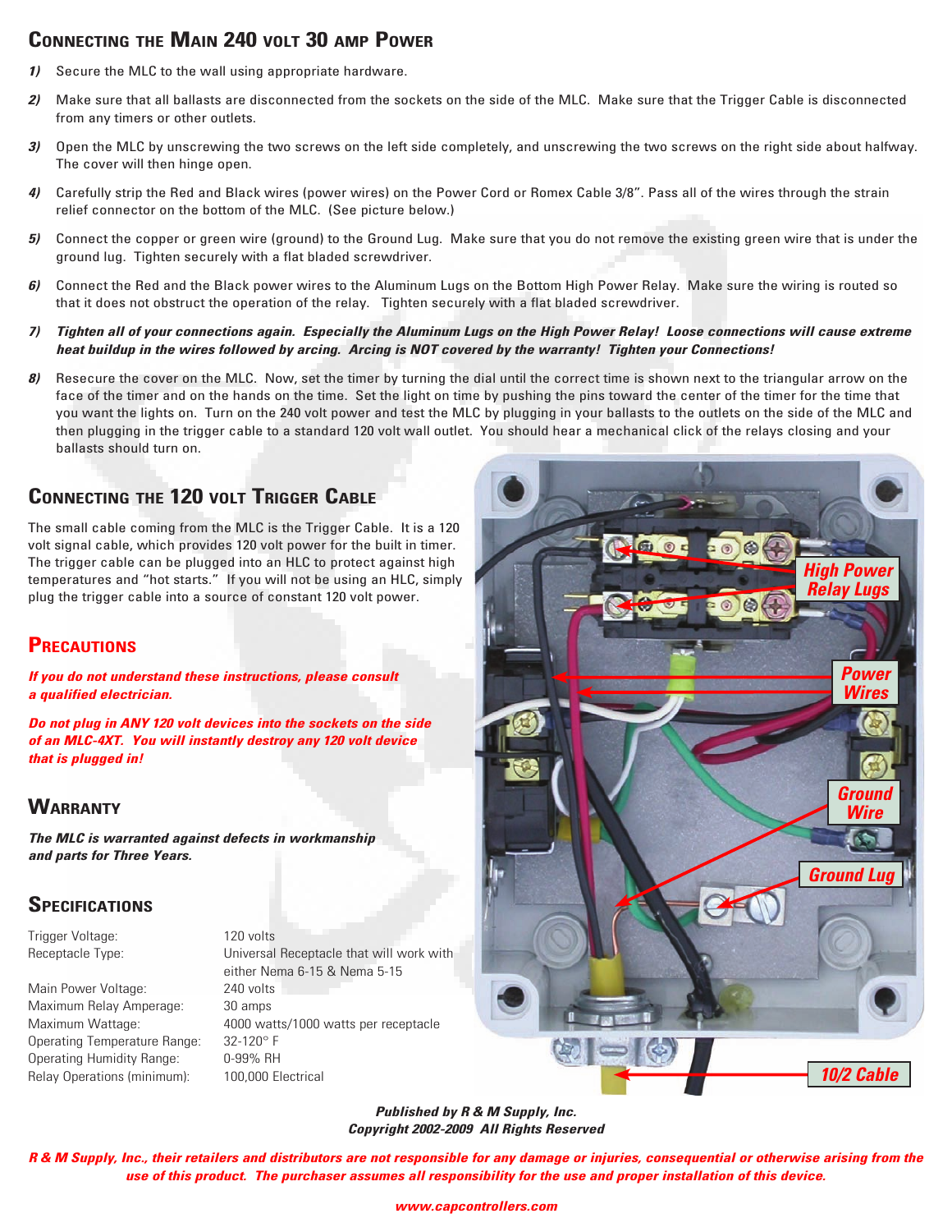## Connecting the Main 240 volt 30 amp Power

1) Secure the MLC to the wall using appropriate hardware.

2) Make sure that all ballasts are disconnected from the sockets on the side of the MLC. Make sure that the Trigger Cable is disconnected from any timers or other outlets.

3) Open the MLC by unscrewing the two screws on the left side completely, and unscrewing the two screws on the right side about halfway. The cover will then hinge open.

4) Carefully strip the Red and Black wires (power wires) on the Power Cord or Romex Cable 3/8". Pass all of the wires through the strain relief connector on the bottom of the MLC. (See picture below.)

5) Connect the copper or green wire (ground) to the Ground Lug. Make sure that you do not remove the existing green wire that is under the ground lug. Tighten securely with a flat bladed screwdriver.

6) Connect the Red and the Black power wires to the Aluminum Lugs on the Bottom High Power Relay. Make sure the wiring is routed so that it does not obstruct the operation of the relay. Tighten securely with a flat bladed screwdriver.

7) ***Tighten all of your connections again. Especially the Aluminum Lugs on the High Power Relay! Loose connections will cause extreme heat buildup in the wires followed by arcing. Arcing is NOT covered by the warranty! Tighten your Connections!***

8) Resecure the cover on the MLC. Now, set the timer by turning the dial until the correct time is shown next to the triangular arrow on the face of the timer and on the hands on the time. Set the light on time by pushing the pins toward the center of the timer for the time that you want the lights on. Turn on the 240 volt power and test the MLC by plugging in your ballasts to the outlets on the side of the MLC and then plugging in the trigger cable to a standard 120 volt wall outlet. You should hear a mechanical click of the relays closing and your ballasts should turn on.

## Connecting the 120 volt Trigger Cable

The small cable coming from the MLC is the Trigger Cable. It is a 120 volt signal cable, which provides 120 volt power for the built in timer. The trigger cable can be plugged into an HLC to protect against high temperatures and "hot starts." If you will not be using an HLC, simply plug the trigger cable into a source of constant 120 volt power.

## Precautions

***If you do not understand these instructions, please consult a qualified electrician.***

***Do not plug in ANY 120 volt devices into the sockets on the side of an MLC-4XT. You will instantly destroy any 120 volt device that is plugged in!***

## Warranty

***The MLC is warranted against defects in workmanship and parts for Three Years.***

## Specifications

| | |
|---|---|
| Trigger Voltage: | 120 volts |
| Receptacle Type: | Universal Receptacle that will work with either Nema 6-15 & Nema 5-15 |
| Main Power Voltage: | 240 volts |
| Maximum Relay Amperage: | 30 amps |
| Maximum Wattage: | 4000 watts/1000 watts per receptacle |
| Operating Temperature Range: | 32-120° F |
| Operating Humidity Range: | 0-99% RH |
| Relay Operations (minimum): | 100,000 Electrical |

High Power Relay Lugs

Power Wires

Ground Wire

Ground Lug

10/2 Cable

***Published by R & M Supply, Inc.***
***Copyright 2002-2009 All Rights Reserved***

***R & M Supply, Inc., their retailers and distributors are not responsible for any damage or injuries, consequential or otherwise arising from the use of this product. The purchaser assumes all responsibility for the use and proper installation of this device.***

***www.capcontrollers.com***